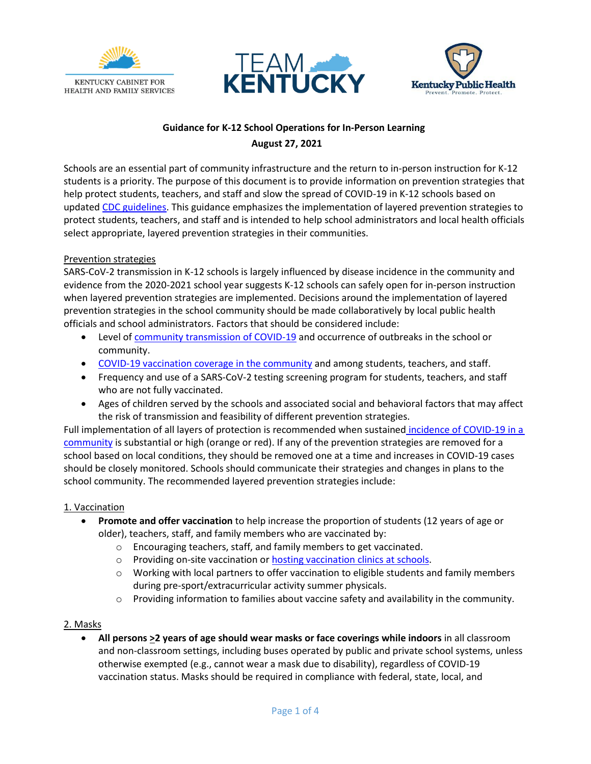KENTUCKY CABINET FOR HEALTH AND FAMILY SERVICES

TEAM KENTUCKY

Kentucky Public Health
Prevent. Promote. Protect.

**Guidance for K-12 School Operations for In-Person Learning**

**August 27, 2021**

Schools are an essential part of community infrastructure and the return to in-person instruction for K-12 students is a priority. The purpose of this document is to provide information on prevention strategies that help protect students, teachers, and staff and slow the spread of COVID-19 in K-12 schools based on updated CDC guidelines. This guidance emphasizes the implementation of layered prevention strategies to protect students, teachers, and staff and is intended to help school administrators and local health officials select appropriate, layered prevention strategies in their communities.

Prevention strategies

SARS-CoV-2 transmission in K-12 schools is largely influenced by disease incidence in the community and evidence from the 2020-2021 school year suggests K-12 schools can safely open for in-person instruction when layered prevention strategies are implemented. Decisions around the implementation of layered prevention strategies in the school community should be made collaboratively by local public health officials and school administrators. Factors that should be considered include:

- Level of community transmission of COVID-19 and occurrence of outbreaks in the school or community.
- COVID-19 vaccination coverage in the community and among students, teachers, and staff.
- Frequency and use of a SARS-CoV-2 testing screening program for students, teachers, and staff who are not fully vaccinated.
- Ages of children served by the schools and associated social and behavioral factors that may affect the risk of transmission and feasibility of different prevention strategies.

Full implementation of all layers of protection is recommended when sustained incidence of COVID-19 in a community is substantial or high (orange or red). If any of the prevention strategies are removed for a school based on local conditions, they should be removed one at a time and increases in COVID-19 cases should be closely monitored. Schools should communicate their strategies and changes in plans to the school community. The recommended layered prevention strategies include:

1. Vaccination

- **Promote and offer vaccination** to help increase the proportion of students (12 years of age or older), teachers, staff, and family members who are vaccinated by:
  - Encouraging teachers, staff, and family members to get vaccinated.
  - Providing on-site vaccination or hosting vaccination clinics at schools.
  - Working with local partners to offer vaccination to eligible students and family members during pre-sport/extracurricular activity summer physicals.
  - Providing information to families about vaccine safety and availability in the community.

2. Masks

- **All persons ≥2 years of age should wear masks or face coverings while indoors** in all classroom and non-classroom settings, including buses operated by public and private school systems, unless otherwise exempted (e.g., cannot wear a mask due to disability), regardless of COVID-19 vaccination status. Masks should be required in compliance with federal, state, local, and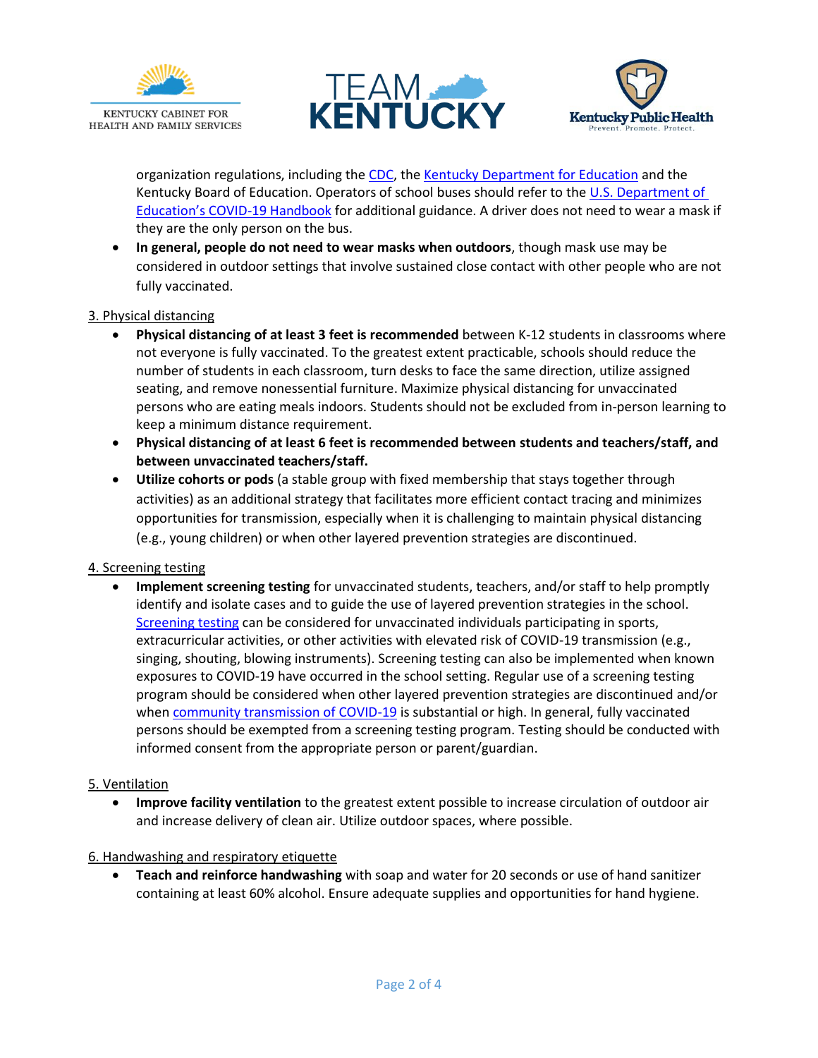organization regulations, including the CDC, the Kentucky Department for Education and the Kentucky Board of Education. Operators of school buses should refer to the U.S. Department of Education's COVID-19 Handbook for additional guidance. A driver does not need to wear a mask if they are the only person on the bus.

- **In general, people do not need to wear masks when outdoors**, though mask use may be considered in outdoor settings that involve sustained close contact with other people who are not fully vaccinated.

3. Physical distancing

- **Physical distancing of at least 3 feet is recommended** between K-12 students in classrooms where not everyone is fully vaccinated. To the greatest extent practicable, schools should reduce the number of students in each classroom, turn desks to face the same direction, utilize assigned seating, and remove nonessential furniture. Maximize physical distancing for unvaccinated persons who are eating meals indoors. Students should not be excluded from in-person learning to keep a minimum distance requirement.
- **Physical distancing of at least 6 feet is recommended between students and teachers/staff, and between unvaccinated teachers/staff.**
- **Utilize cohorts or pods** (a stable group with fixed membership that stays together through activities) as an additional strategy that facilitates more efficient contact tracing and minimizes opportunities for transmission, especially when it is challenging to maintain physical distancing (e.g., young children) or when other layered prevention strategies are discontinued.

4. Screening testing

- **Implement screening testing** for unvaccinated students, teachers, and/or staff to help promptly identify and isolate cases and to guide the use of layered prevention strategies in the school. Screening testing can be considered for unvaccinated individuals participating in sports, extracurricular activities, or other activities with elevated risk of COVID-19 transmission (e.g., singing, shouting, blowing instruments). Screening testing can also be implemented when known exposures to COVID-19 have occurred in the school setting. Regular use of a screening testing program should be considered when other layered prevention strategies are discontinued and/or when community transmission of COVID-19 is substantial or high. In general, fully vaccinated persons should be exempted from a screening testing program. Testing should be conducted with informed consent from the appropriate person or parent/guardian.

5. Ventilation

- **Improve facility ventilation** to the greatest extent possible to increase circulation of outdoor air and increase delivery of clean air. Utilize outdoor spaces, where possible.

6. Handwashing and respiratory etiquette

- **Teach and reinforce handwashing** with soap and water for 20 seconds or use of hand sanitizer containing at least 60% alcohol. Ensure adequate supplies and opportunities for hand hygiene.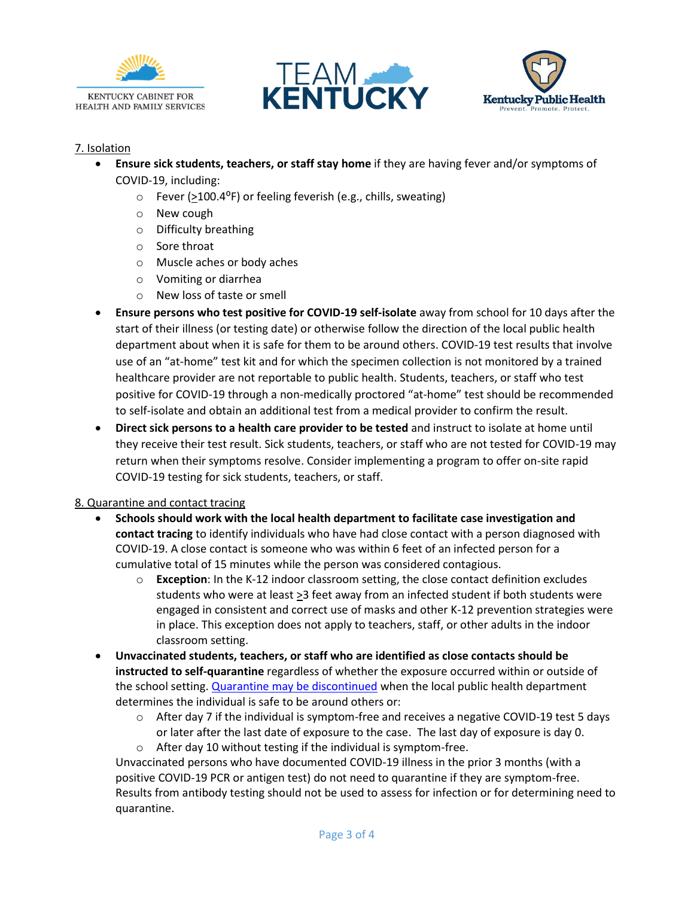7. Isolation

- **Ensure sick students, teachers, or staff stay home** if they are having fever and/or symptoms of COVID-19, including:
  - Fever (≥100.4°F) or feeling feverish (e.g., chills, sweating)
  - New cough
  - Difficulty breathing
  - Sore throat
  - Muscle aches or body aches
  - Vomiting or diarrhea
  - New loss of taste or smell
- **Ensure persons who test positive for COVID-19 self-isolate** away from school for 10 days after the start of their illness (or testing date) or otherwise follow the direction of the local public health department about when it is safe for them to be around others. COVID-19 test results that involve use of an "at-home" test kit and for which the specimen collection is not monitored by a trained healthcare provider are not reportable to public health. Students, teachers, or staff who test positive for COVID-19 through a non-medically proctored "at-home" test should be recommended to self-isolate and obtain an additional test from a medical provider to confirm the result.
- **Direct sick persons to a health care provider to be tested** and instruct to isolate at home until they receive their test result. Sick students, teachers, or staff who are not tested for COVID-19 may return when their symptoms resolve. Consider implementing a program to offer on-site rapid COVID-19 testing for sick students, teachers, or staff.

8. Quarantine and contact tracing

- **Schools should work with the local health department to facilitate case investigation and contact tracing** to identify individuals who have had close contact with a person diagnosed with COVID-19. A close contact is someone who was within 6 feet of an infected person for a cumulative total of 15 minutes while the person was considered contagious.
  - **Exception**: In the K-12 indoor classroom setting, the close contact definition excludes students who were at least ≥3 feet away from an infected student if both students were engaged in consistent and correct use of masks and other K-12 prevention strategies were in place. This exception does not apply to teachers, staff, or other adults in the indoor classroom setting.
- **Unvaccinated students, teachers, or staff who are identified as close contacts should be instructed to self-quarantine** regardless of whether the exposure occurred within or outside of the school setting. Quarantine may be discontinued when the local public health department determines the individual is safe to be around others or:
  - After day 7 if the individual is symptom-free and receives a negative COVID-19 test 5 days or later after the last date of exposure to the case. The last day of exposure is day 0.
  - After day 10 without testing if the individual is symptom-free.

  Unvaccinated persons who have documented COVID-19 illness in the prior 3 months (with a positive COVID-19 PCR or antigen test) do not need to quarantine if they are symptom-free. Results from antibody testing should not be used to assess for infection or for determining need to quarantine.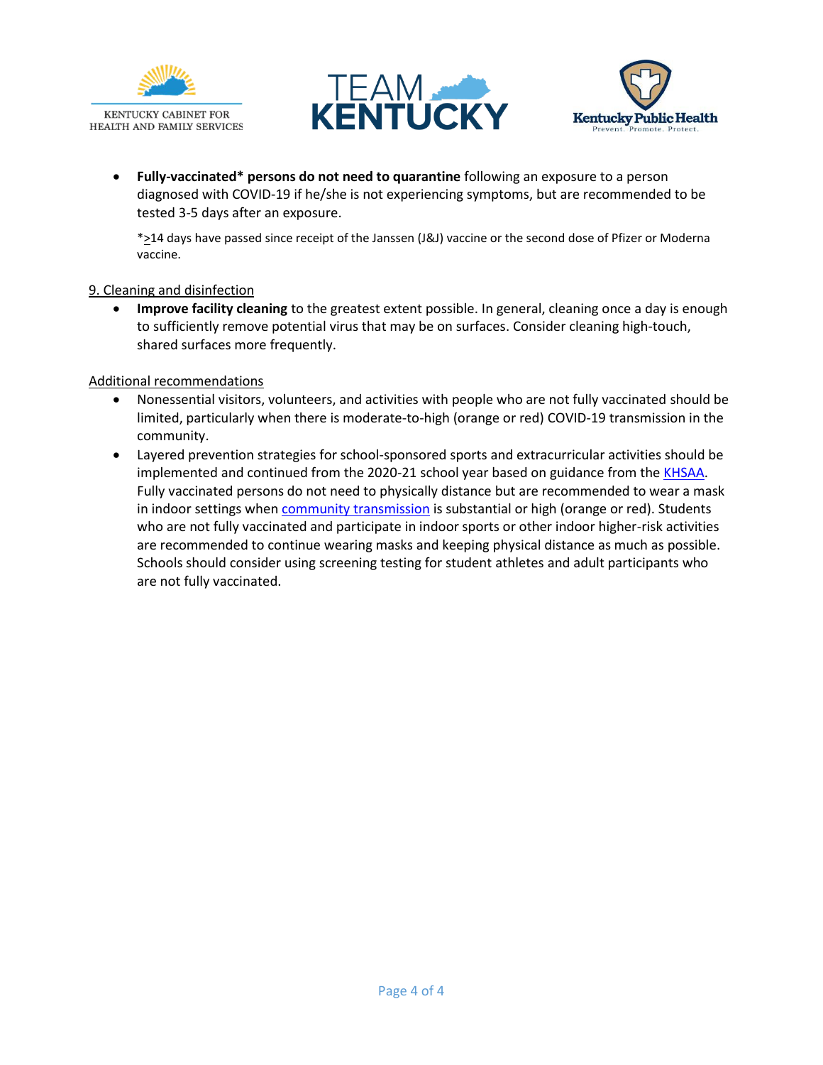- **Fully-vaccinated* persons do not need to quarantine** following an exposure to a person diagnosed with COVID-19 if he/she is not experiencing symptoms, but are recommended to be tested 3-5 days after an exposure.

  *≥14 days have passed since receipt of the Janssen (J&J) vaccine or the second dose of Pfizer or Moderna vaccine.

9. Cleaning and disinfection

- **Improve facility cleaning** to the greatest extent possible. In general, cleaning once a day is enough to sufficiently remove potential virus that may be on surfaces. Consider cleaning high-touch, shared surfaces more frequently.

Additional recommendations

- Nonessential visitors, volunteers, and activities with people who are not fully vaccinated should be limited, particularly when there is moderate-to-high (orange or red) COVID-19 transmission in the community.
- Layered prevention strategies for school-sponsored sports and extracurricular activities should be implemented and continued from the 2020-21 school year based on guidance from the KHSAA. Fully vaccinated persons do not need to physically distance but are recommended to wear a mask in indoor settings when community transmission is substantial or high (orange or red). Students who are not fully vaccinated and participate in indoor sports or other indoor higher-risk activities are recommended to continue wearing masks and keeping physical distance as much as possible. Schools should consider using screening testing for student athletes and adult participants who are not fully vaccinated.